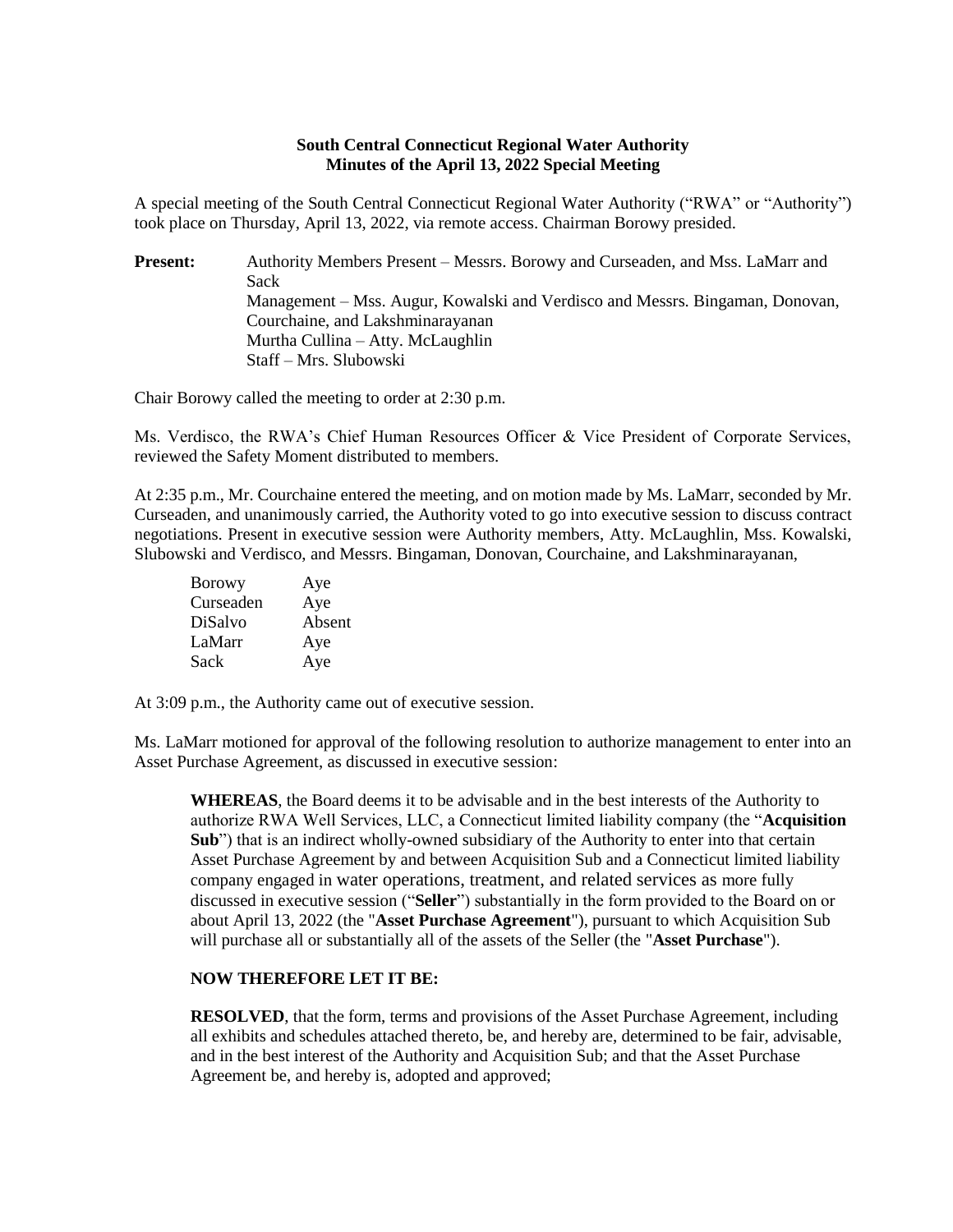**South Central Connecticut Regional Water Authority**
**Minutes of the April 13, 2022 Special Meeting**

A special meeting of the South Central Connecticut Regional Water Authority ("RWA" or "Authority") took place on Thursday, April 13, 2022, via remote access. Chairman Borowy presided.

**Present:** Authority Members Present – Messrs. Borowy and Curseaden, and Mss. LaMarr and Sack
Management – Mss. Augur, Kowalski and Verdisco and Messrs. Bingaman, Donovan, Courchaine, and Lakshminarayanan
Murtha Cullina – Atty. McLaughlin
Staff – Mrs. Slubowski

Chair Borowy called the meeting to order at 2:30 p.m.

Ms. Verdisco, the RWA's Chief Human Resources Officer & Vice President of Corporate Services, reviewed the Safety Moment distributed to members.

At 2:35 p.m., Mr. Courchaine entered the meeting, and on motion made by Ms. LaMarr, seconded by Mr. Curseaden, and unanimously carried, the Authority voted to go into executive session to discuss contract negotiations. Present in executive session were Authority members, Atty. McLaughlin, Mss. Kowalski, Slubowski and Verdisco, and Messrs. Bingaman, Donovan, Courchaine, and Lakshminarayanan,

| | |
|---|---|
| Borowy | Aye |
| Curseaden | Aye |
| DiSalvo | Absent |
| LaMarr | Aye |
| Sack | Aye |

At 3:09 p.m., the Authority came out of executive session.

Ms. LaMarr motioned for approval of the following resolution to authorize management to enter into an Asset Purchase Agreement, as discussed in executive session:

> **WHEREAS**, the Board deems it to be advisable and in the best interests of the Authority to authorize RWA Well Services, LLC, a Connecticut limited liability company (the "**Acquisition Sub**") that is an indirect wholly-owned subsidiary of the Authority to enter into that certain Asset Purchase Agreement by and between Acquisition Sub and a Connecticut limited liability company engaged in water operations, treatment, and related services as more fully discussed in executive session ("**Seller**") substantially in the form provided to the Board on or about April 13, 2022 (the "**Asset Purchase Agreement**"), pursuant to which Acquisition Sub will purchase all or substantially all of the assets of the Seller (the "**Asset Purchase**").
>
> **NOW THEREFORE LET IT BE:**
>
> **RESOLVED**, that the form, terms and provisions of the Asset Purchase Agreement, including all exhibits and schedules attached thereto, be, and hereby are, determined to be fair, advisable, and in the best interest of the Authority and Acquisition Sub; and that the Asset Purchase Agreement be, and hereby is, adopted and approved;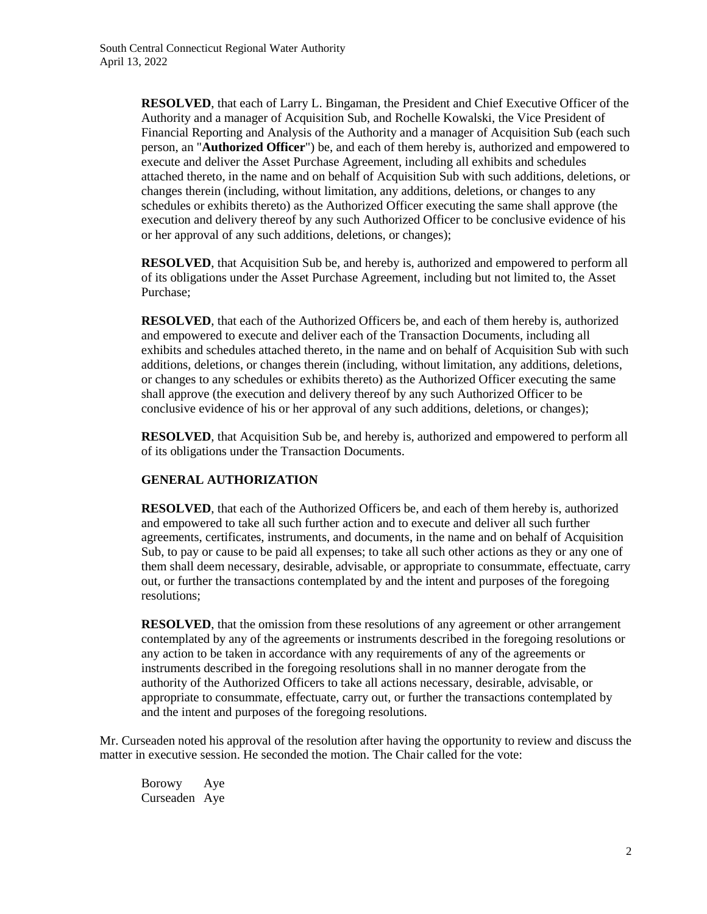**RESOLVED**, that each of Larry L. Bingaman, the President and Chief Executive Officer of the Authority and a manager of Acquisition Sub, and Rochelle Kowalski, the Vice President of Financial Reporting and Analysis of the Authority and a manager of Acquisition Sub (each such person, an "**Authorized Officer**") be, and each of them hereby is, authorized and empowered to execute and deliver the Asset Purchase Agreement, including all exhibits and schedules attached thereto, in the name and on behalf of Acquisition Sub with such additions, deletions, or changes therein (including, without limitation, any additions, deletions, or changes to any schedules or exhibits thereto) as the Authorized Officer executing the same shall approve (the execution and delivery thereof by any such Authorized Officer to be conclusive evidence of his or her approval of any such additions, deletions, or changes);

**RESOLVED**, that Acquisition Sub be, and hereby is, authorized and empowered to perform all of its obligations under the Asset Purchase Agreement, including but not limited to, the Asset Purchase;

**RESOLVED**, that each of the Authorized Officers be, and each of them hereby is, authorized and empowered to execute and deliver each of the Transaction Documents, including all exhibits and schedules attached thereto, in the name and on behalf of Acquisition Sub with such additions, deletions, or changes therein (including, without limitation, any additions, deletions, or changes to any schedules or exhibits thereto) as the Authorized Officer executing the same shall approve (the execution and delivery thereof by any such Authorized Officer to be conclusive evidence of his or her approval of any such additions, deletions, or changes);

**RESOLVED**, that Acquisition Sub be, and hereby is, authorized and empowered to perform all of its obligations under the Transaction Documents.

**GENERAL AUTHORIZATION**

**RESOLVED**, that each of the Authorized Officers be, and each of them hereby is, authorized and empowered to take all such further action and to execute and deliver all such further agreements, certificates, instruments, and documents, in the name and on behalf of Acquisition Sub, to pay or cause to be paid all expenses; to take all such other actions as they or any one of them shall deem necessary, desirable, advisable, or appropriate to consummate, effectuate, carry out, or further the transactions contemplated by and the intent and purposes of the foregoing resolutions;

**RESOLVED**, that the omission from these resolutions of any agreement or other arrangement contemplated by any of the agreements or instruments described in the foregoing resolutions or any action to be taken in accordance with any requirements of any of the agreements or instruments described in the foregoing resolutions shall in no manner derogate from the authority of the Authorized Officers to take all actions necessary, desirable, advisable, or appropriate to consummate, effectuate, carry out, or further the transactions contemplated by and the intent and purposes of the foregoing resolutions.

Mr. Curseaden noted his approval of the resolution after having the opportunity to review and discuss the matter in executive session. He seconded the motion. The Chair called for the vote:

Borowy Aye
Curseaden Aye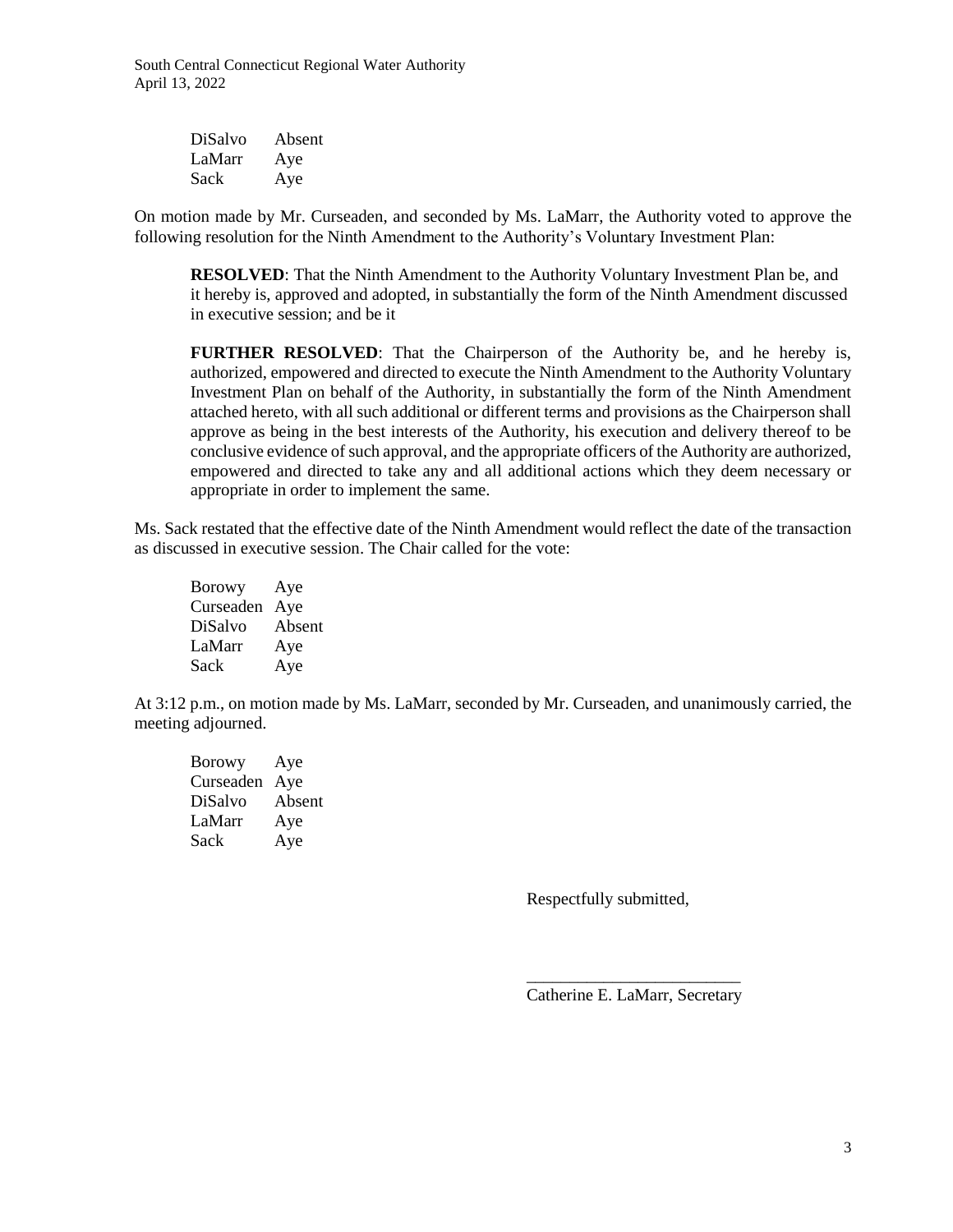| | |
|---|---|
| DiSalvo | Absent |
| LaMarr | Aye |
| Sack | Aye |

On motion made by Mr. Curseaden, and seconded by Ms. LaMarr, the Authority voted to approve the following resolution for the Ninth Amendment to the Authority's Voluntary Investment Plan:

> **RESOLVED**: That the Ninth Amendment to the Authority Voluntary Investment Plan be, and it hereby is, approved and adopted, in substantially the form of the Ninth Amendment discussed in executive session; and be it
>
> **FURTHER RESOLVED**: That the Chairperson of the Authority be, and he hereby is, authorized, empowered and directed to execute the Ninth Amendment to the Authority Voluntary Investment Plan on behalf of the Authority, in substantially the form of the Ninth Amendment attached hereto, with all such additional or different terms and provisions as the Chairperson shall approve as being in the best interests of the Authority, his execution and delivery thereof to be conclusive evidence of such approval, and the appropriate officers of the Authority are authorized, empowered and directed to take any and all additional actions which they deem necessary or appropriate in order to implement the same.

Ms. Sack restated that the effective date of the Ninth Amendment would reflect the date of the transaction as discussed in executive session. The Chair called for the vote:

| | |
|---|---|
| Borowy | Aye |
| Curseaden | Aye |
| DiSalvo | Absent |
| LaMarr | Aye |
| Sack | Aye |

At 3:12 p.m., on motion made by Ms. LaMarr, seconded by Mr. Curseaden, and unanimously carried, the meeting adjourned.

| | |
|---|---|
| Borowy | Aye |
| Curseaden | Aye |
| DiSalvo | Absent |
| LaMarr | Aye |
| Sack | Aye |

Respectfully submitted,

\_\_\_\_\_\_\_\_\_\_\_\_\_\_\_\_\_\_\_\_\_\_\_\_\_\_

Catherine E. LaMarr, Secretary